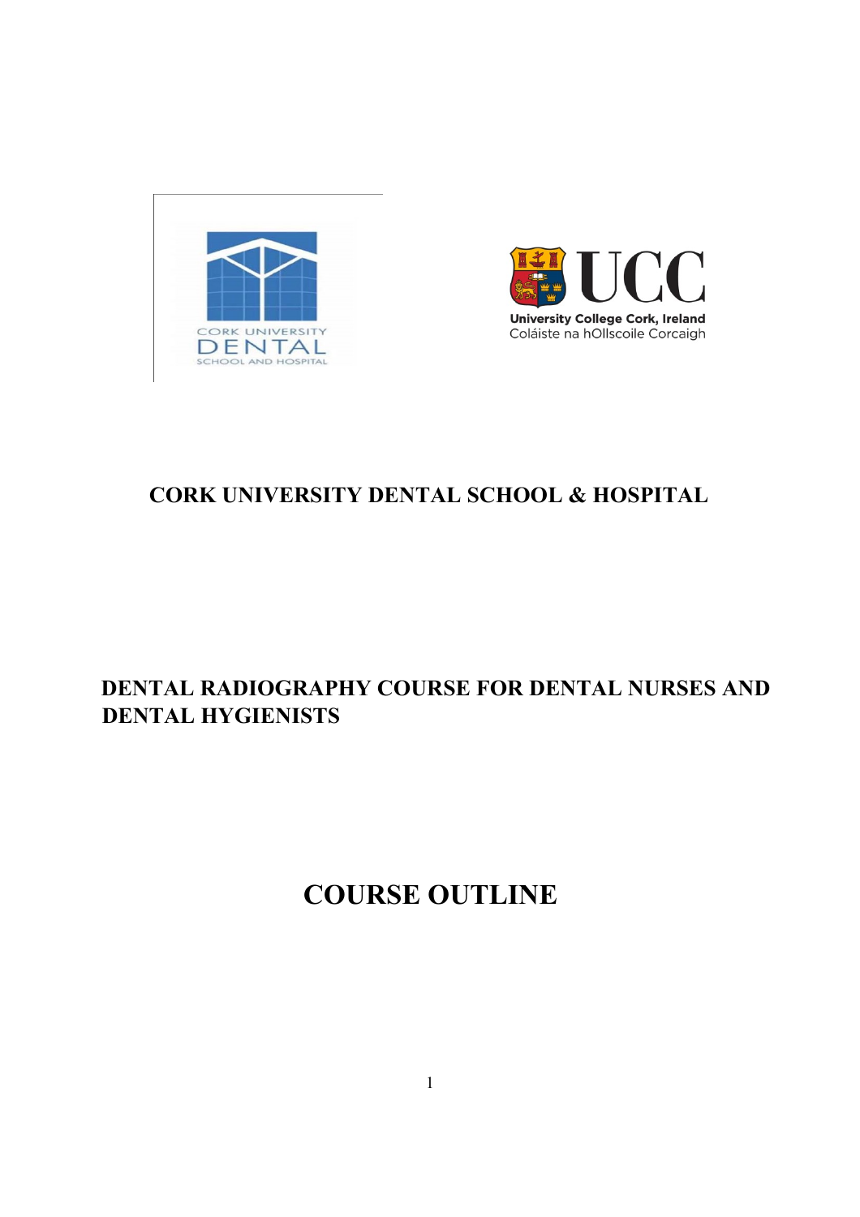# CORK UNIVERSITY DENTAL SCHOOL & HOSPITAL

## DENTAL RADIOGRAPHY COURSE FOR DENTAL NURSES AND DENTAL HYGIENISTS

# COURSE OUTLINE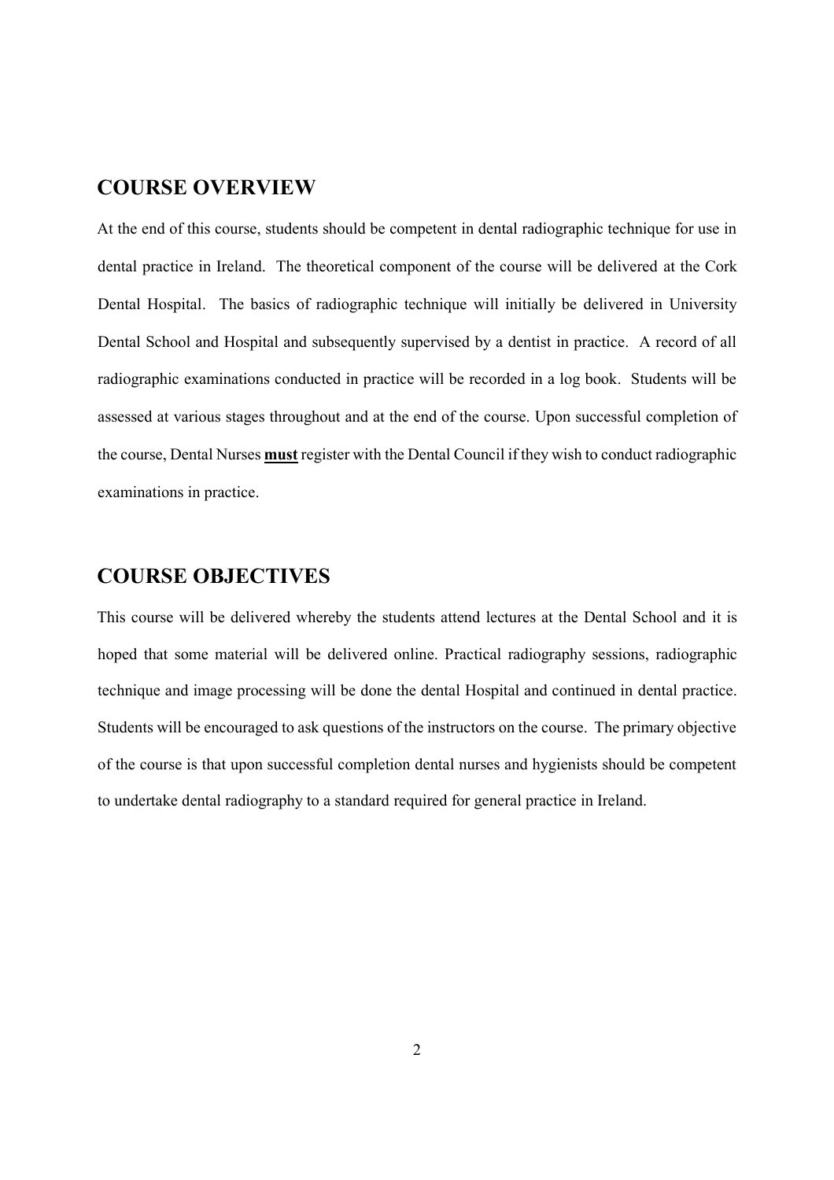## COURSE OVERVIEW

At the end of this course, students should be competent in dental radiographic technique for use in dental practice in Ireland. The theoretical component of the course will be delivered at the Cork Dental Hospital. The basics of radiographic technique will initially be delivered in University Dental School and Hospital and subsequently supervised by a dentist in practice. A record of all radiographic examinations conducted in practice will be recorded in a log book. Students will be assessed at various stages throughout and at the end of the course. Upon successful completion of the course, Dental Nurses **<u>must</u>** register with the Dental Council if they wish to conduct radiographic examinations in practice.

## COURSE OBJECTIVES

This course will be delivered whereby the students attend lectures at the Dental School and it is hoped that some material will be delivered online. Practical radiography sessions, radiographic technique and image processing will be done the dental Hospital and continued in dental practice. Students will be encouraged to ask questions of the instructors on the course. The primary objective of the course is that upon successful completion dental nurses and hygienists should be competent to undertake dental radiography to a standard required for general practice in Ireland.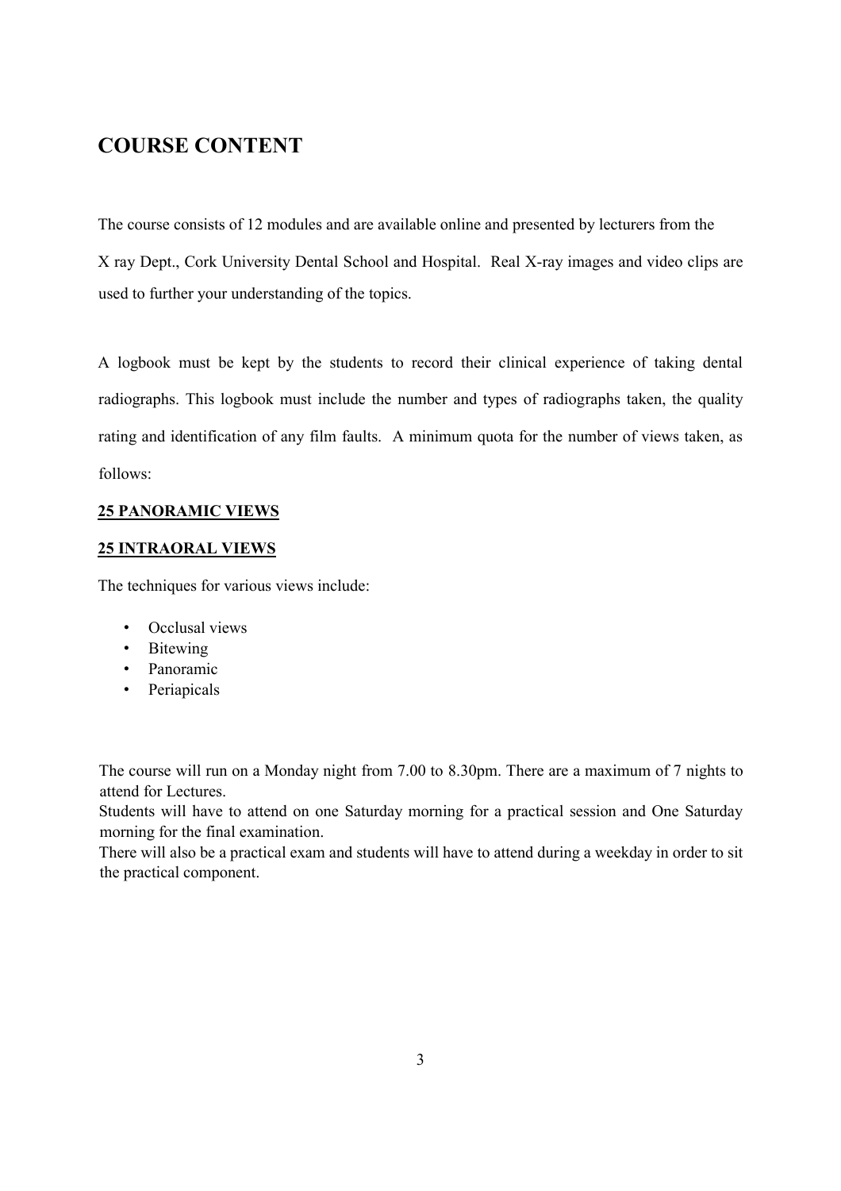# COURSE CONTENT

The course consists of 12 modules and are available online and presented by lecturers from the X ray Dept., Cork University Dental School and Hospital. Real X-ray images and video clips are used to further your understanding of the topics.

A logbook must be kept by the students to record their clinical experience of taking dental radiographs. This logbook must include the number and types of radiographs taken, the quality rating and identification of any film faults. A minimum quota for the number of views taken, as follows:

**25 PANORAMIC VIEWS**

**25 INTRAORAL VIEWS**

The techniques for various views include:

- Occlusal views
- Bitewing
- Panoramic
- Periapicals

The course will run on a Monday night from 7.00 to 8.30pm. There are a maximum of 7 nights to attend for Lectures.

Students will have to attend on one Saturday morning for a practical session and One Saturday morning for the final examination.

There will also be a practical exam and students will have to attend during a weekday in order to sit the practical component.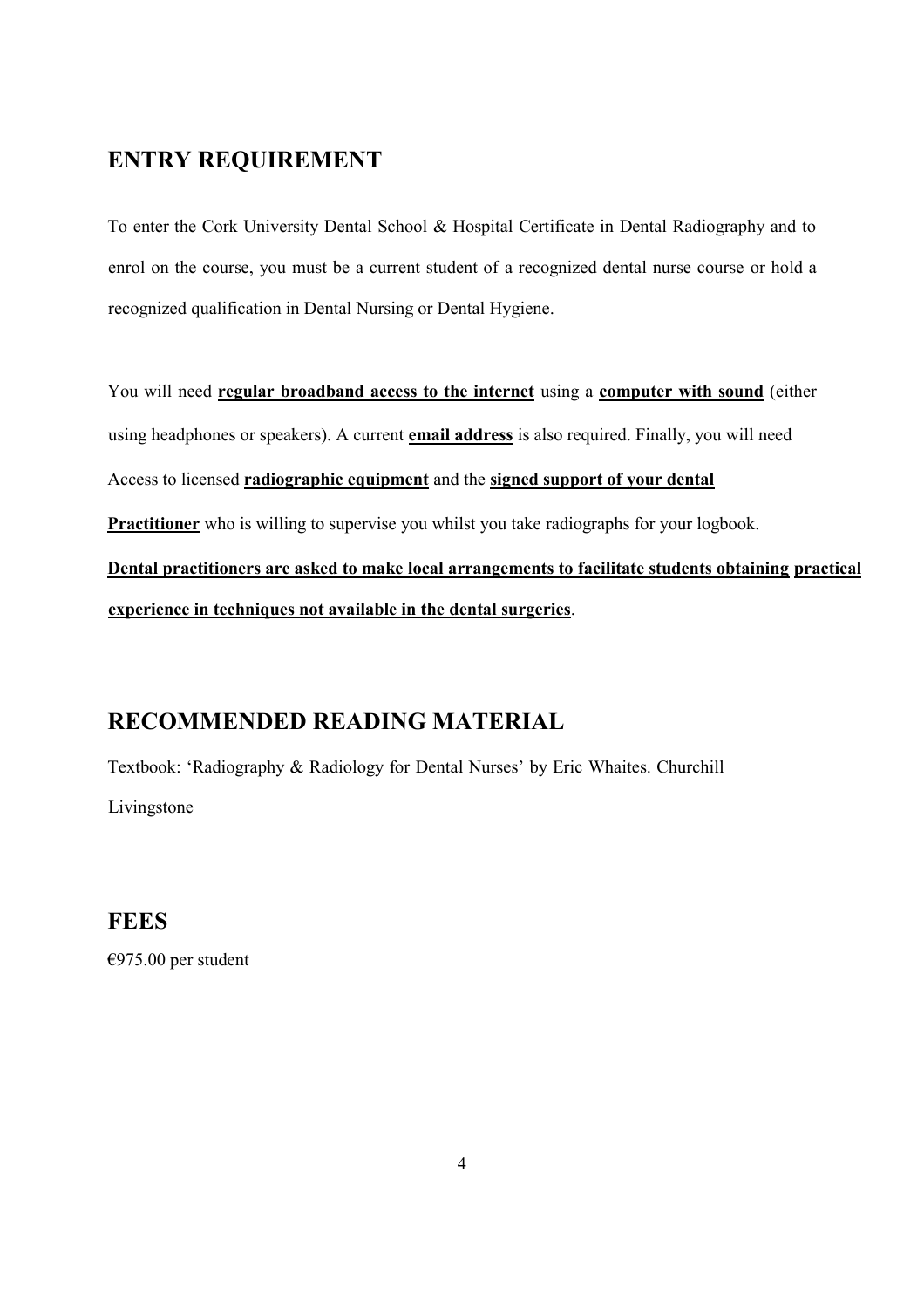## ENTRY REQUIREMENT

To enter the Cork University Dental School & Hospital Certificate in Dental Radiography and to enrol on the course, you must be a current student of a recognized dental nurse course or hold a recognized qualification in Dental Nursing or Dental Hygiene.

You will need **regular broadband access to the internet** using a **computer with sound** (either using headphones or speakers). A current **email address** is also required. Finally, you will need Access to licensed **radiographic equipment** and the **signed support of your dental Practitioner** who is willing to supervise you whilst you take radiographs for your logbook.

**Dental practitioners are asked to make local arrangements to facilitate students obtaining practical experience in techniques not available in the dental surgeries**.

## RECOMMENDED READING MATERIAL

Textbook: 'Radiography & Radiology for Dental Nurses' by Eric Whaites. Churchill Livingstone

## FEES

€975.00 per student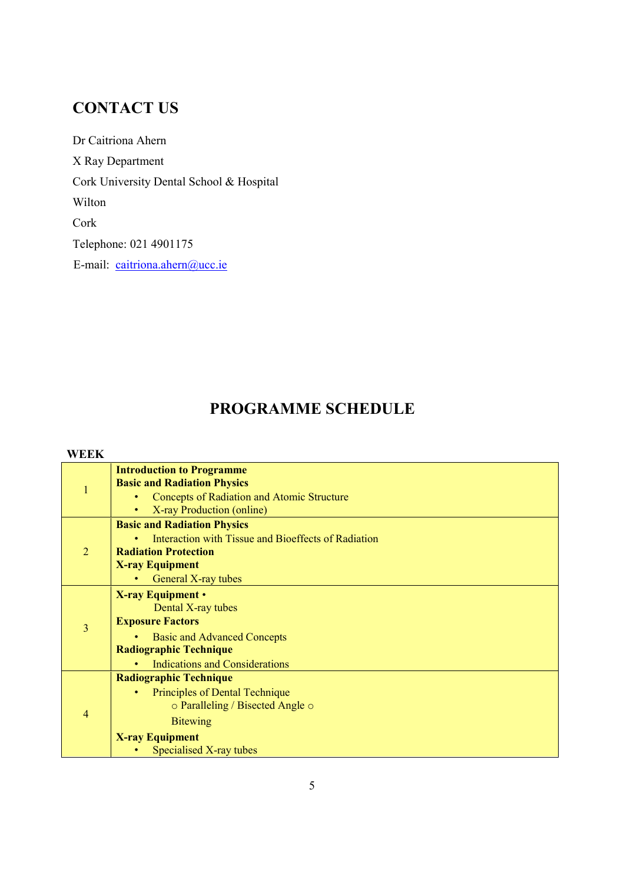## CONTACT US

Dr Caitriona Ahern

X Ray Department

Cork University Dental School & Hospital

Wilton

Cork

Telephone: 021 4901175

E-mail: caitriona.ahern@ucc.ie

## PROGRAMME SCHEDULE

| WEEK | |
|---|---|
| 1 | **Introduction to Programme**<br>**Basic and Radiation Physics**<br>• Concepts of Radiation and Atomic Structure<br>• X-ray Production (online) |
| 2 | **Basic and Radiation Physics**<br>• Interaction with Tissue and Bioeffects of Radiation<br>**Radiation Protection**<br>**X-ray Equipment**<br>• General X-ray tubes |
| 3 | **X-ray Equipment** •<br>Dental X-ray tubes<br>**Exposure Factors**<br>• Basic and Advanced Concepts<br>**Radiographic Technique**<br>• Indications and Considerations |
| 4 | **Radiographic Technique**<br>• Principles of Dental Technique<br>○ Paralleling / Bisected Angle ○<br>Bitewing<br>**X-ray Equipment**<br>• Specialised X-ray tubes |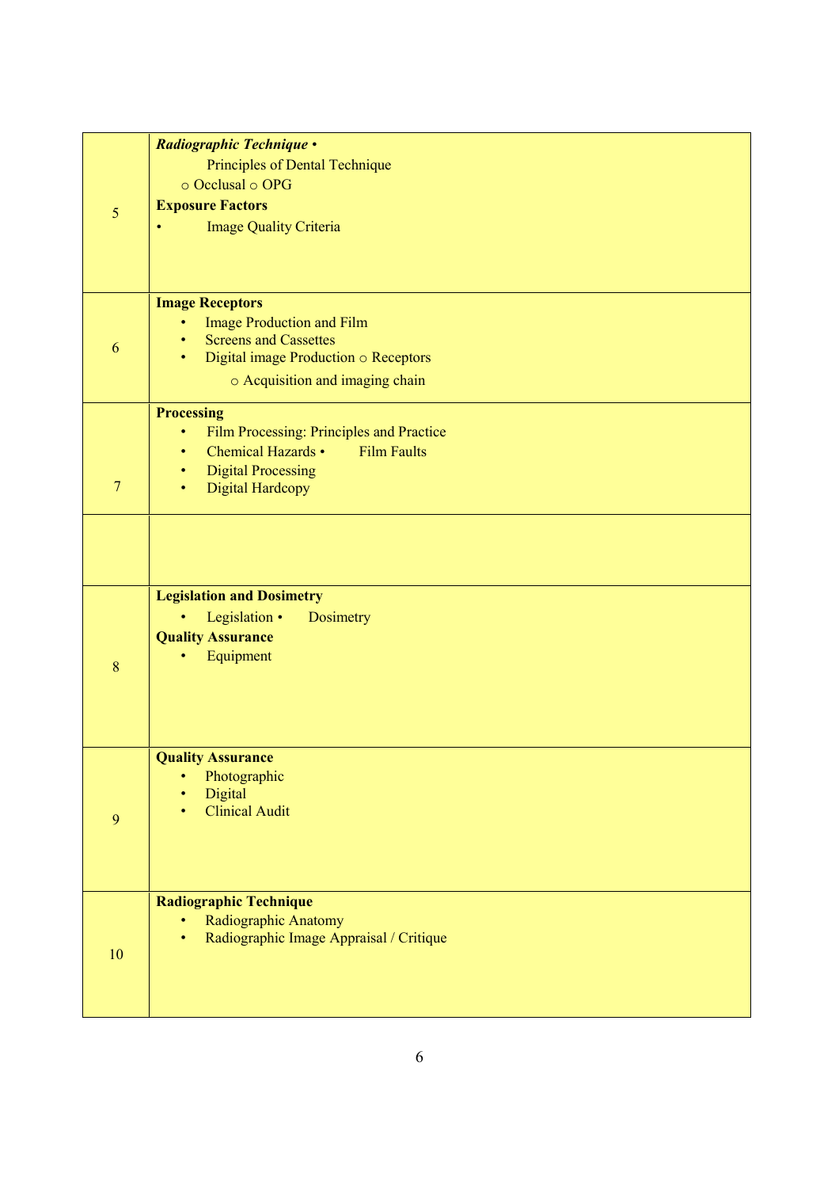| | |
|---|---|
| 5 | ***Radiographic Technique*** • Principles of Dental Technique<br>○ Occlusal ○ OPG<br>**Exposure Factors**<br>• Image Quality Criteria |
| 6 | **Image Receptors**<br>• Image Production and Film<br>• Screens and Cassettes<br>• Digital image Production ○ Receptors<br>○ Acquisition and imaging chain |
| 7 | **Processing**<br>• Film Processing: Principles and Practice<br>• Chemical Hazards • Film Faults<br>• Digital Processing<br>• Digital Hardcopy |
| | |
| 8 | **Legislation and Dosimetry**<br>• Legislation • Dosimetry<br>**Quality Assurance**<br>• Equipment |
| 9 | **Quality Assurance**<br>• Photographic<br>• Digital<br>• Clinical Audit |
| 10 | **Radiographic Technique**<br>• Radiographic Anatomy<br>• Radiographic Image Appraisal / Critique |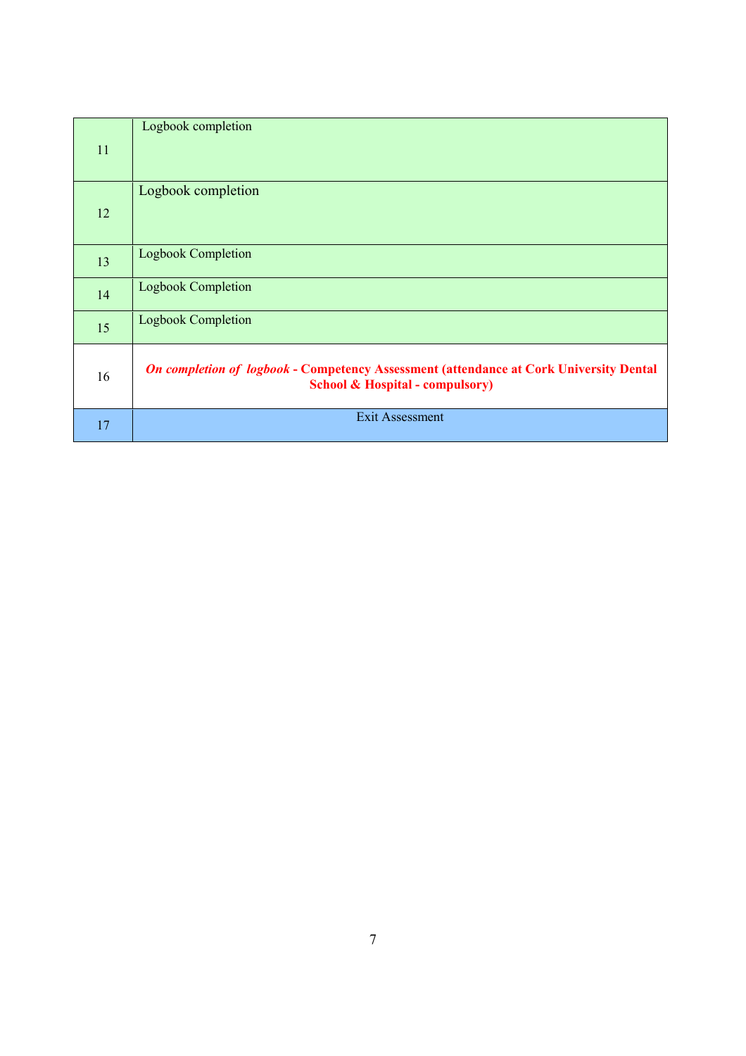| | |
|---|---|
| 11 | Logbook completion |
| 12 | Logbook completion |
| 13 | Logbook Completion |
| 14 | Logbook Completion |
| 15 | Logbook Completion |
| 16 | ***On completion of logbook*** **- Competency Assessment (attendance at Cork University Dental School & Hospital - compulsory)** |
| 17 | Exit Assessment |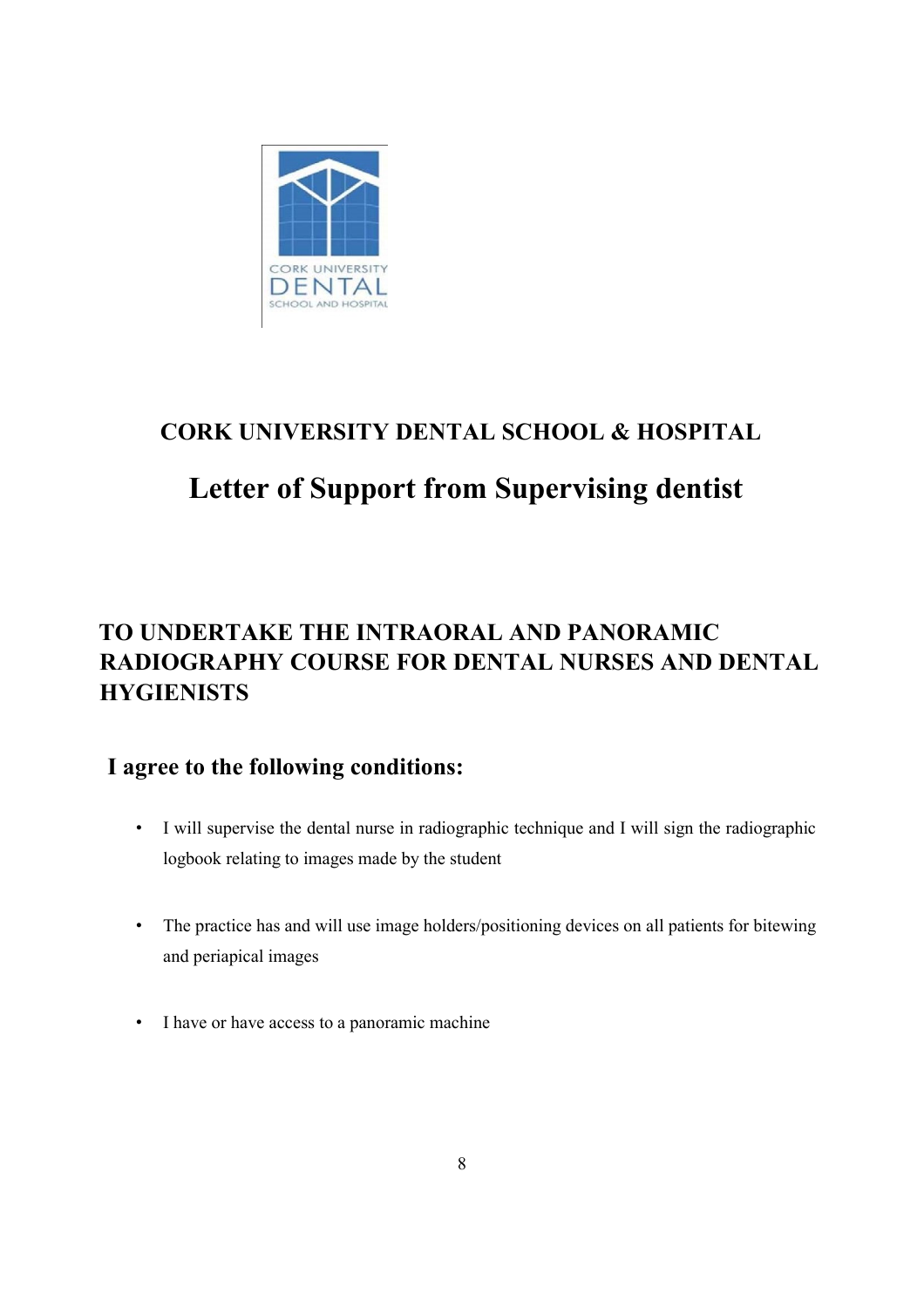CORK UNIVERSITY DENTAL SCHOOL AND HOSPITAL

## CORK UNIVERSITY DENTAL SCHOOL & HOSPITAL

# Letter of Support from Supervising dentist

### TO UNDERTAKE THE INTRAORAL AND PANORAMIC RADIOGRAPHY COURSE FOR DENTAL NURSES AND DENTAL HYGIENISTS

### I agree to the following conditions:

- I will supervise the dental nurse in radiographic technique and I will sign the radiographic logbook relating to images made by the student
- The practice has and will use image holders/positioning devices on all patients for bitewing and periapical images
- I have or have access to a panoramic machine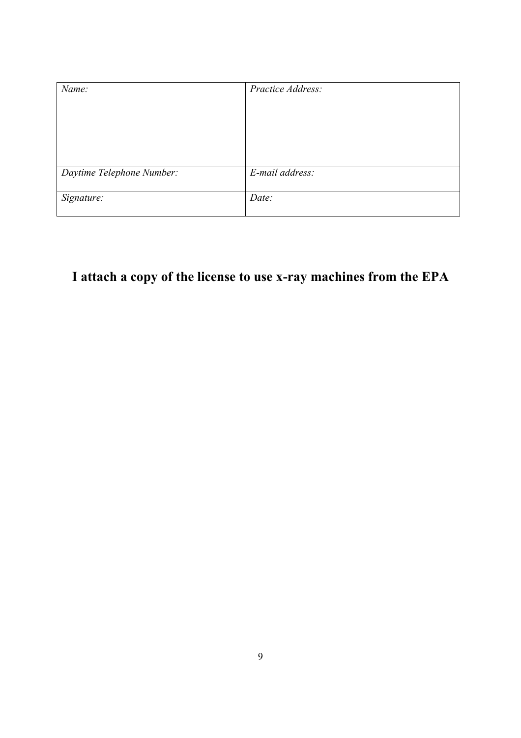| | |
|---|---|
| *Name:* | *Practice Address:* |
| *Daytime Telephone Number:* | *E-mail address:* |
| *Signature:* | *Date:* |

**I attach a copy of the license to use x-ray machines from the EPA**